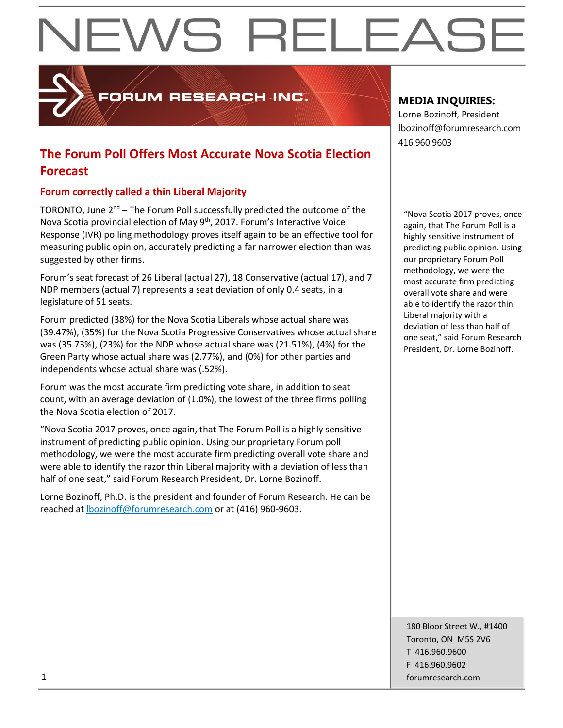# NEWS RELEASE

FORUM RESEARCH INC.

**MEDIA INQUIRIES:**
Lorne Bozinoff, President
lbozinoff@forumresearch.com
416.960.9603

## The Forum Poll Offers Most Accurate Nova Scotia Election Forecast

### Forum correctly called a thin Liberal Majority

TORONTO, June 2nd – The Forum Poll successfully predicted the outcome of the Nova Scotia provincial election of May 9th, 2017. Forum's Interactive Voice Response (IVR) polling methodology proves itself again to be an effective tool for measuring public opinion, accurately predicting a far narrower election than was suggested by other firms.

Forum's seat forecast of 26 Liberal (actual 27), 18 Conservative (actual 17), and 7 NDP members (actual 7) represents a seat deviation of only 0.4 seats, in a legislature of 51 seats.

Forum predicted (38%) for the Nova Scotia Liberals whose actual share was (39.47%), (35%) for the Nova Scotia Progressive Conservatives whose actual share was (35.73%), (23%) for the NDP whose actual share was (21.51%), (4%) for the Green Party whose actual share was (2.77%), and (0%) for other parties and independents whose actual share was (.52%).

Forum was the most accurate firm predicting vote share, in addition to seat count, with an average deviation of (1.0%), the lowest of the three firms polling the Nova Scotia election of 2017.

"Nova Scotia 2017 proves, once again, that The Forum Poll is a highly sensitive instrument of predicting public opinion. Using our proprietary Forum poll methodology, we were the most accurate firm predicting overall vote share and were able to identify the razor thin Liberal majority with a deviation of less than half of one seat," said Forum Research President, Dr. Lorne Bozinoff.

Lorne Bozinoff, Ph.D. is the president and founder of Forum Research. He can be reached at lbozinoff@forumresearch.com or at (416) 960-9603.

"Nova Scotia 2017 proves, once again, that The Forum Poll is a highly sensitive instrument of predicting public opinion. Using our proprietary Forum Poll methodology, we were the most accurate firm predicting overall vote share and were able to identify the razor thin Liberal majority with a deviation of less than half of one seat," said Forum Research President, Dr. Lorne Bozinoff.

180 Bloor Street W., #1400
Toronto, ON M5S 2V6
T 416.960.9600
F 416.960.9602
forumresearch.com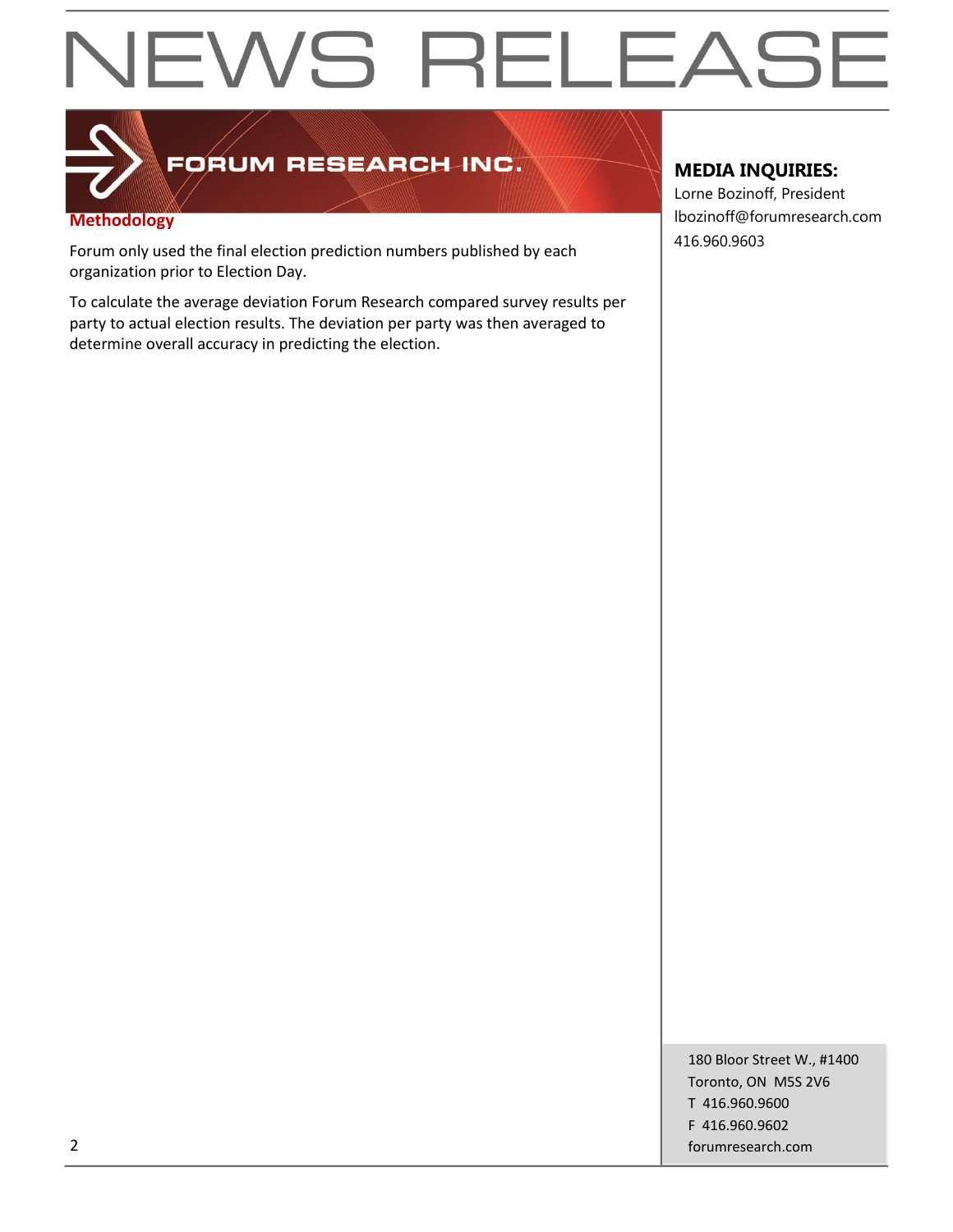# NEWS RELEASE

FORUM RESEARCH INC.

### Methodology

Forum only used the final election prediction numbers published by each organization prior to Election Day.

To calculate the average deviation Forum Research compared survey results per party to actual election results. The deviation per party was then averaged to determine overall accuracy in predicting the election.

**MEDIA INQUIRIES:**

Lorne Bozinoff, President
lbozinoff@forumresearch.com
416.960.9603

180 Bloor Street W., #1400
Toronto, ON M5S 2V6
T 416.960.9600
F 416.960.9602
forumresearch.com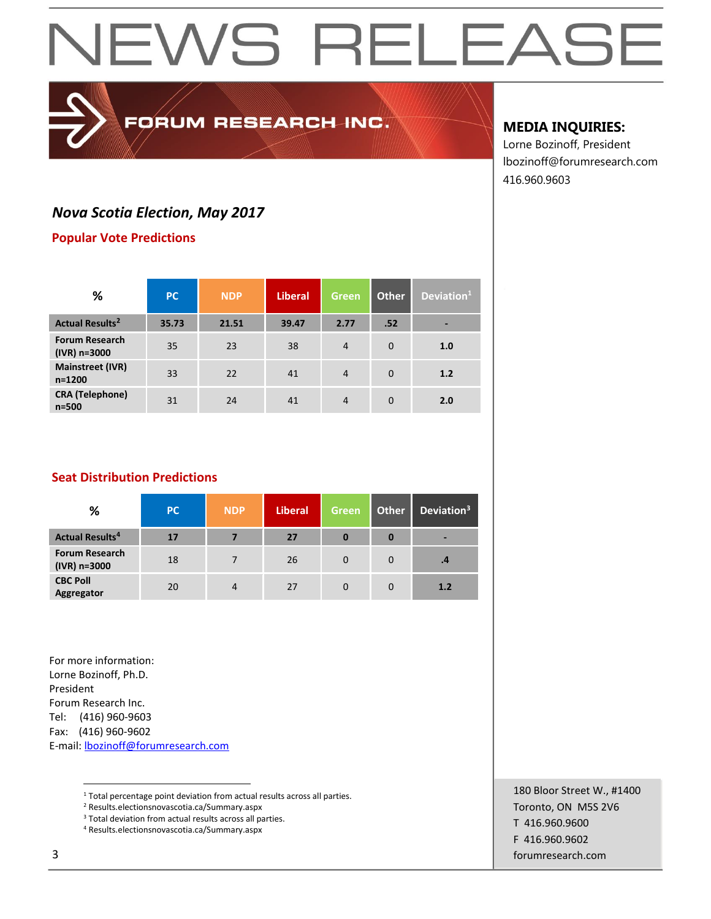# NEWS RELEASE

FORUM RESEARCH INC.

**MEDIA INQUIRIES:**
Lorne Bozinoff, President
lbozinoff@forumresearch.com
416.960.9603

***Nova Scotia Election, May 2017***

## Popular Vote Predictions

| % | PC | NDP | Liberal | Green | Other | Deviation[1] |
|---|---|---|---|---|---|---|
| **Actual Results[2]** | **35.73** | **21.51** | **39.47** | **2.77** | **.52** | **-** |
| **Forum Research (IVR) n=3000** | 35 | 23 | 38 | 4 | 0 | **1.0** |
| **Mainstreet (IVR) n=1200** | 33 | 22 | 41 | 4 | 0 | **1.2** |
| **CRA (Telephone) n=500** | 31 | 24 | 41 | 4 | 0 | **2.0** |

## Seat Distribution Predictions

| % | PC | NDP | Liberal | Green | Other | Deviation[3] |
|---|---|---|---|---|---|---|
| **Actual Results[4]** | **17** | **7** | **27** | **0** | **0** | **-** |
| **Forum Research (IVR) n=3000** | 18 | 7 | 26 | 0 | 0 | **.4** |
| **CBC Poll Aggregator** | 20 | 4 | 27 | 0 | 0 | **1.2** |

For more information:
Lorne Bozinoff, Ph.D.
President
Forum Research Inc.
Tel: (416) 960-9603
Fax: (416) 960-9602
E-mail: lbozinoff@forumresearch.com

[1] Total percentage point deviation from actual results across all parties.
[2] Results.electionsnovascotia.ca/Summary.aspx
[3] Total deviation from actual results across all parties.
[4] Results.electionsnovascotia.ca/Summary.aspx

180 Bloor Street W., #1400
Toronto, ON M5S 2V6
T 416.960.9600
F 416.960.9602
forumresearch.com